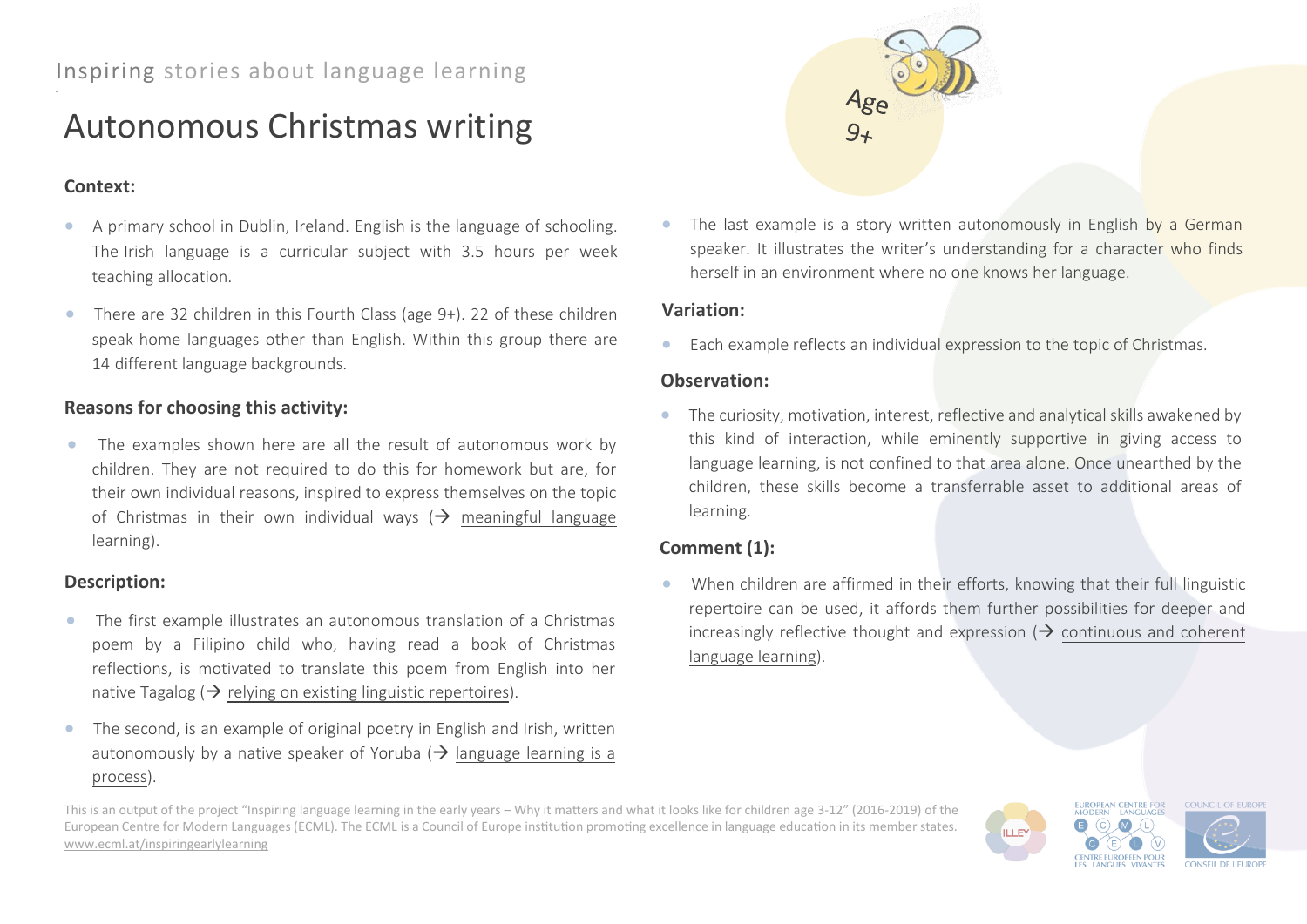Inspiring stories about language learning

# Autonomous Christmas writing

Age 9+

### Context:

- A primary school in Dublin, Ireland. English is the language of schooling. The Irish language is a curricular subject with 3.5 hours per week teaching allocation.
- There are 32 children in this Fourth Class (age 9+). 22 of these children speak home languages other than English. Within this group there are 14 different language backgrounds.

### Reasons for choosing this activity:

- The examples shown here are all the result of autonomous work by children. They are not required to do this for homework but are, for their own individual reasons, inspired to express themselves on the topic of Christmas in their own individual ways (→ meaningful language learning).

### Description:

- The first example illustrates an autonomous translation of a Christmas poem by a Filipino child who, having read a book of Christmas reflections, is motivated to translate this poem from English into her native Tagalog (→ relying on existing linguistic repertoires).
- The second, is an example of original poetry in English and Irish, written autonomously by a native speaker of Yoruba (→ language learning is a process).
- The last example is a story written autonomously in English by a German speaker. It illustrates the writer's understanding for a character who finds herself in an environment where no one knows her language.

### Variation:

- Each example reflects an individual expression to the topic of Christmas.

### Observation:

- The curiosity, motivation, interest, reflective and analytical skills awakened by this kind of interaction, while eminently supportive in giving access to language learning, is not confined to that area alone. Once unearthed by the children, these skills become a transferrable asset to additional areas of learning.

### Comment (1):

- When children are affirmed in their efforts, knowing that their full linguistic repertoire can be used, it affords them further possibilities for deeper and increasingly reflective thought and expression (→ continuous and coherent language learning).

This is an output of the project "Inspiring language learning in the early years – Why it matters and what it looks like for children age 3-12" (2016-2019) of the European Centre for Modern Languages (ECML). The ECML is a Council of Europe institution promoting excellence in language education in its member states. www.ecml.at/inspiringearlylearning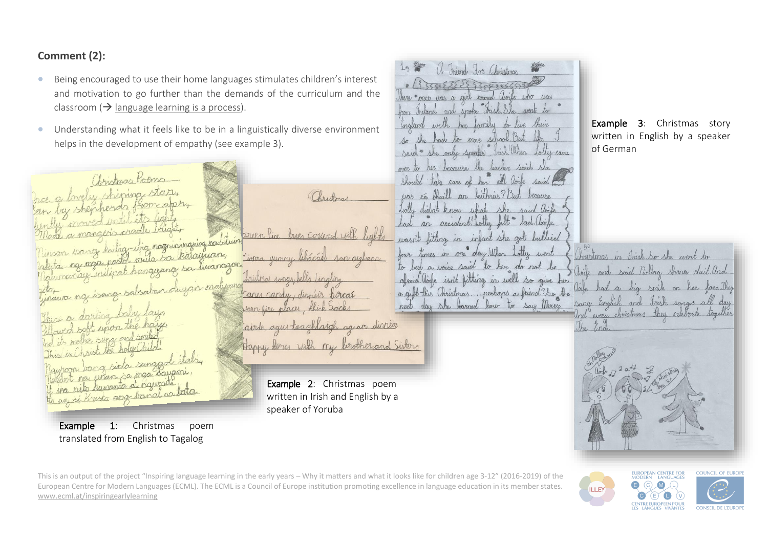## Comment (2):

- Being encouraged to use their home languages stimulates children's interest and motivation to go further than the demands of the curriculum and the classroom (→ language learning is a process).
- Understanding what it feels like to be in a linguistically diverse environment helps in the development of empathy (see example 3).

**Example 1**: Christmas poem translated from English to Tagalog

**Example 2**: Christmas poem written in Irish and English by a speaker of Yoruba

**Example 3**: Christmas story written in English by a speaker of German